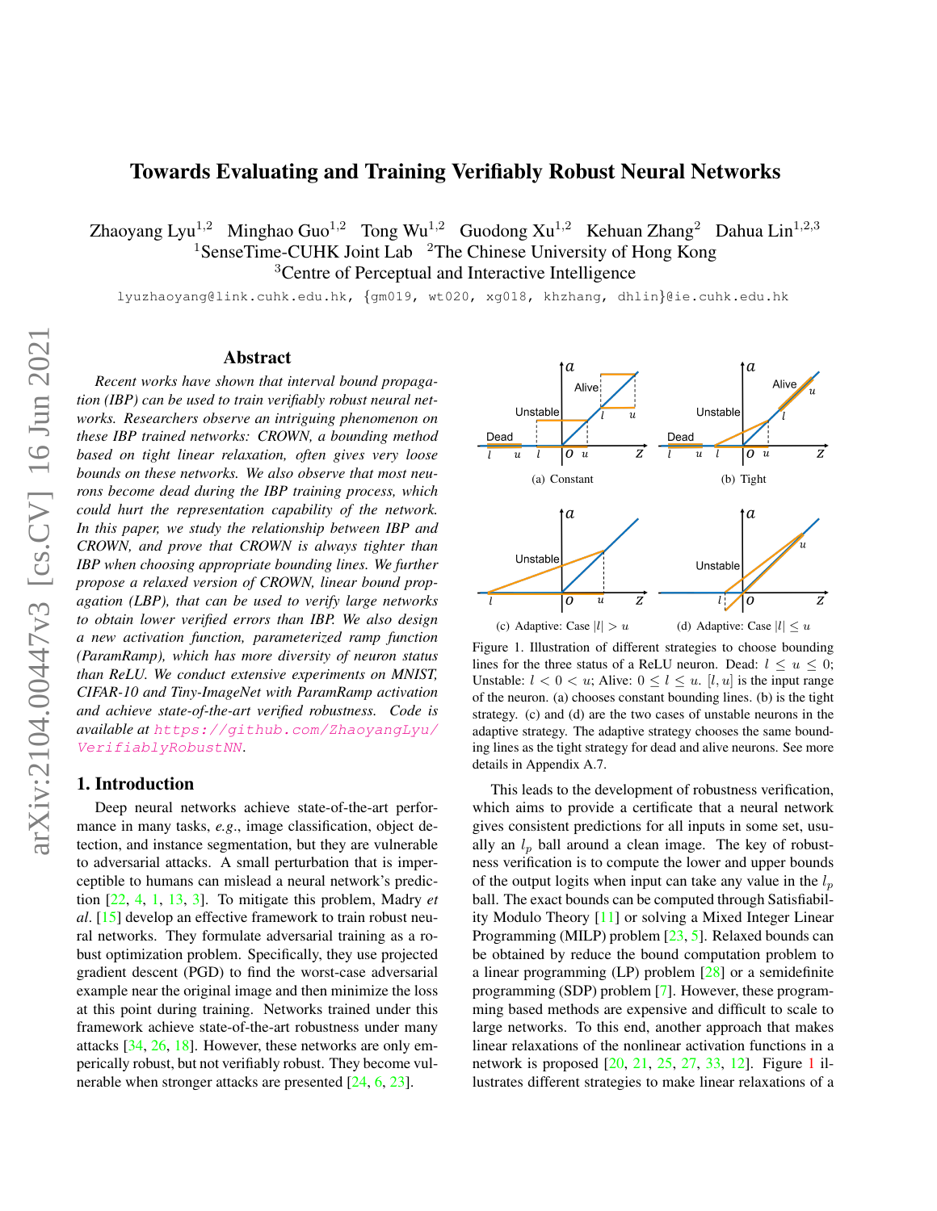# Towards Evaluating and Training Verifiably Robust Neural Networks

Zhaoyang Lyu[1,2] Minghao Guo[1,2] Tong Wu[1,2] Guodong Xu[1,2] Kehuan Zhang[2] Dahua Lin[1,2,3]

[1]SenseTime-CUHK Joint Lab [2]The Chinese University of Hong Kong

[3]Centre of Perceptual and Interactive Intelligence

lyuzhaoyang@link.cuhk.edu.hk, {gm019, wt020, xg018, khzhang, dhlin}@ie.cuhk.edu.hk

## Abstract

*Recent works have shown that interval bound propagation (IBP) can be used to train verifiably robust neural networks. Researchers observe an intriguing phenomenon on these IBP trained networks: CROWN, a bounding method based on tight linear relaxation, often gives very loose bounds on these networks. We also observe that most neurons become dead during the IBP training process, which could hurt the representation capability of the network. In this paper, we study the relationship between IBP and CROWN, and prove that CROWN is always tighter than IBP when choosing appropriate bounding lines. We further propose a relaxed version of CROWN, linear bound propagation (LBP), that can be used to verify large networks to obtain lower verified errors than IBP. We also design a new activation function, parameterized ramp function (ParamRamp), which has more diversity of neuron status than ReLU. We conduct extensive experiments on MNIST, CIFAR-10 and Tiny-ImageNet with ParamRamp activation and achieve state-of-the-art verified robustness. Code is available at https://github.com/ZhaoyangLyu/VerifiablyRobustNN.*

Figure 1. Illustration of different strategies to choose bounding lines for the three status of a ReLU neuron. Dead: $l \leq u \leq 0$; Unstable: $l < 0 < u$; Alive: $0 \leq l \leq u$. $[l, u]$ is the input range of the neuron. (a) chooses constant bounding lines. (b) is the tight strategy. (c) and (d) are the two cases of unstable neurons in the adaptive strategy. The adaptive strategy chooses the same bounding lines as the tight strategy for dead and alive neurons. See more details in Appendix A.7.

(a) Constant (b) Tight (c) Adaptive: Case $|l| > u$ (d) Adaptive: Case $|l| \leq u$

## 1. Introduction

Deep neural networks achieve state-of-the-art performance in many tasks, *e.g*., image classification, object detection, and instance segmentation, but they are vulnerable to adversarial attacks. A small perturbation that is imperceptible to humans can mislead a neural network's prediction [22, 4, 1, 13, 3]. To mitigate this problem, Madry *et al*. [15] develop an effective framework to train robust neural networks. They formulate adversarial training as a robust optimization problem. Specifically, they use projected gradient descent (PGD) to find the worst-case adversarial example near the original image and then minimize the loss at this point during training. Networks trained under this framework achieve state-of-the-art robustness under many attacks [34, 26, 18]. However, these networks are only emperically robust, but not verifiably robust. They become vulnerable when stronger attacks are presented [24, 6, 23].

This leads to the development of robustness verification, which aims to provide a certificate that a neural network gives consistent predictions for all inputs in some set, usually an $l_p$ ball around a clean image. The key of robustness verification is to compute the lower and upper bounds of the output logits when input can take any value in the $l_p$ ball. The exact bounds can be computed through Satisfiability Modulo Theory [11] or solving a Mixed Integer Linear Programming (MILP) problem [23, 5]. Relaxed bounds can be obtained by reduce the bound computation problem to a linear programming (LP) problem [28] or a semidefinite programming (SDP) problem [7]. However, these programming based methods are expensive and difficult to scale to large networks. To this end, another approach that makes linear relaxations of the nonlinear activation functions in a network is proposed [20, 21, 25, 27, 33, 12]. Figure 1 illustrates different strategies to make linear relaxations of a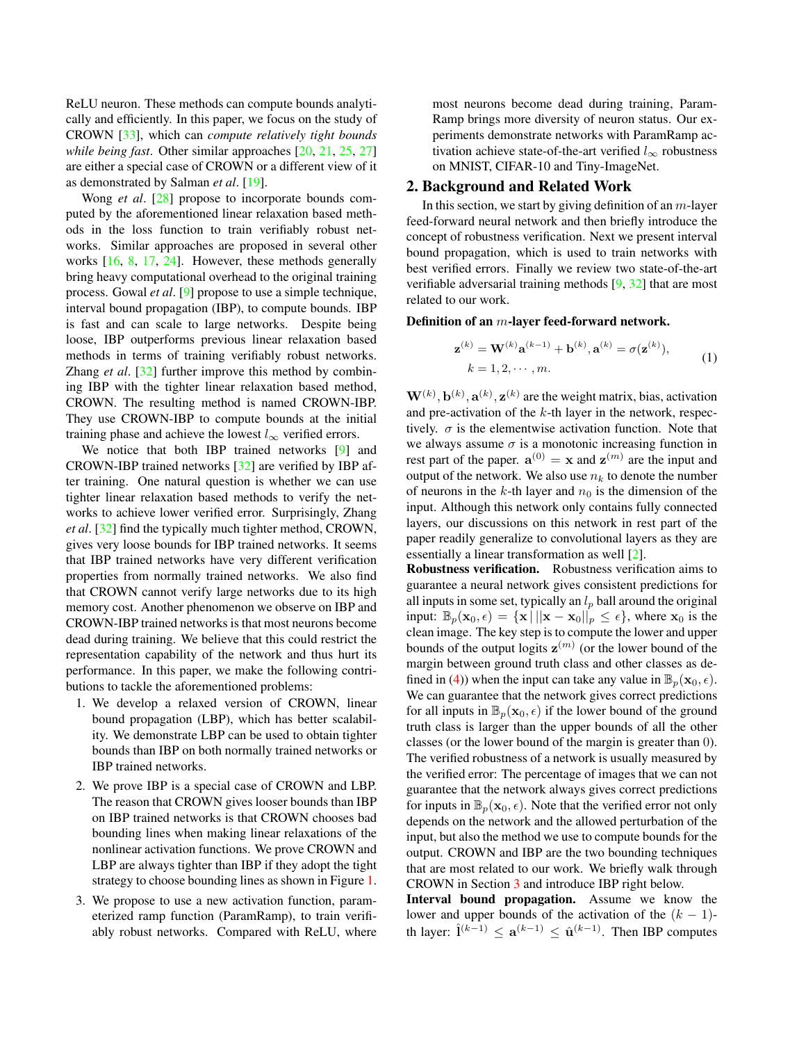ReLU neuron. These methods can compute bounds analytically and efficiently. In this paper, we focus on the study of CROWN [33], which can *compute relatively tight bounds while being fast*. Other similar approaches [20, 21, 25, 27] are either a special case of CROWN or a different view of it as demonstrated by Salman *et al*. [19].

Wong *et al*. [28] propose to incorporate bounds computed by the aforementioned linear relaxation based methods in the loss function to train verifiably robust networks. Similar approaches are proposed in several other works [16, 8, 17, 24]. However, these methods generally bring heavy computational overhead to the original training process. Gowal *et al*. [9] propose to use a simple technique, interval bound propagation (IBP), to compute bounds. IBP is fast and can scale to large networks. Despite being loose, IBP outperforms previous linear relaxation based methods in terms of training verifiably robust networks. Zhang *et al*. [32] further improve this method by combining IBP with the tighter linear relaxation based method, CROWN. The resulting method is named CROWN-IBP. They use CROWN-IBP to compute bounds at the initial training phase and achieve the lowest $l_\infty$ verified errors.

We notice that both IBP trained networks [9] and CROWN-IBP trained networks [32] are verified by IBP after training. One natural question is whether we can use tighter linear relaxation based methods to verify the networks to achieve lower verified error. Surprisingly, Zhang *et al*. [32] find the typically much tighter method, CROWN, gives very loose bounds for IBP trained networks. It seems that IBP trained networks have very different verification properties from normally trained networks. We also find that CROWN cannot verify large networks due to its high memory cost. Another phenomenon we observe on IBP and CROWN-IBP trained networks is that most neurons become dead during training. We believe that this could restrict the representation capability of the network and thus hurt its performance. In this paper, we make the following contributions to tackle the aforementioned problems:

1. We develop a relaxed version of CROWN, linear bound propagation (LBP), which has better scalability. We demonstrate LBP can be used to obtain tighter bounds than IBP on both normally trained networks or IBP trained networks.
2. We prove IBP is a special case of CROWN and LBP. The reason that CROWN gives looser bounds than IBP on IBP trained networks is that CROWN chooses bad bounding lines when making linear relaxations of the nonlinear activation functions. We prove CROWN and LBP are always tighter than IBP if they adopt the tight strategy to choose bounding lines as shown in Figure 1.
3. We propose to use a new activation function, parameterized ramp function (ParamRamp), to train verifiably robust networks. Compared with ReLU, where most neurons become dead during training, ParamRamp brings more diversity of neuron status. Our experiments demonstrate networks with ParamRamp activation achieve state-of-the-art verified $l_\infty$ robustness on MNIST, CIFAR-10 and Tiny-ImageNet.

## 2. Background and Related Work

In this section, we start by giving definition of an $m$-layer feed-forward neural network and then briefly introduce the concept of robustness verification. Next we present interval bound propagation, which is used to train networks with best verified errors. Finally we review two state-of-the-art verifiable adversarial training methods [9, 32] that are most related to our work.

**Definition of an $m$-layer feed-forward network.**

$$
\begin{aligned}
&\mathbf{z}^{(k)} = \mathbf{W}^{(k)}\mathbf{a}^{(k-1)} + \mathbf{b}^{(k)}, \mathbf{a}^{(k)} = \sigma(\mathbf{z}^{(k)}), \\
&k = 1, 2, \cdots, m.
\end{aligned} \tag{1}
$$

$\mathbf{W}^{(k)}, \mathbf{b}^{(k)}, \mathbf{a}^{(k)}, \mathbf{z}^{(k)}$ are the weight matrix, bias, activation and pre-activation of the $k$-th layer in the network, respectively. $\sigma$ is the elementwise activation function. Note that we always assume $\sigma$ is a monotonic increasing function in rest part of the paper. $\mathbf{a}^{(0)} = \mathbf{x}$ and $\mathbf{z}^{(m)}$ are the input and output of the network. We also use $n_k$ to denote the number of neurons in the $k$-th layer and $n_0$ is the dimension of the input. Although this network only contains fully connected layers, our discussions on this network in rest part of the paper readily generalize to convolutional layers as they are essentially a linear transformation as well [2].

**Robustness verification.** Robustness verification aims to guarantee a neural network gives consistent predictions for all inputs in some set, typically an $l_p$ ball around the original input: $\mathbb{B}_p(\mathbf{x}_0, \epsilon) = \{\mathbf{x} \,|\, ||\mathbf{x} - \mathbf{x}_0||_p \leq \epsilon\}$, where $\mathbf{x}_0$ is the clean image. The key step is to compute the lower and upper bounds of the output logits $\mathbf{z}^{(m)}$ (or the lower bound of the margin between ground truth class and other classes as defined in (4)) when the input can take any value in $\mathbb{B}_p(\mathbf{x}_0, \epsilon)$. We can guarantee that the network gives correct predictions for all inputs in $\mathbb{B}_p(\mathbf{x}_0, \epsilon)$ if the lower bound of the ground truth class is larger than the upper bounds of all the other classes (or the lower bound of the margin is greater than 0). The verified robustness of a network is usually measured by the verified error: The percentage of images that we can not guarantee that the network always gives correct predictions for inputs in $\mathbb{B}_p(\mathbf{x}_0, \epsilon)$. Note that the verified error not only depends on the network and the allowed perturbation of the input, but also the method we use to compute bounds for the output. CROWN and IBP are the two bounding techniques that are most related to our work. We briefly walk through CROWN in Section 3 and introduce IBP right below.

**Interval bound propagation.** Assume we know the lower and upper bounds of the activation of the $(k-1)$-th layer: $\hat{\mathbf{l}}^{(k-1)} \leq \mathbf{a}^{(k-1)} \leq \hat{\mathbf{u}}^{(k-1)}$. Then IBP computes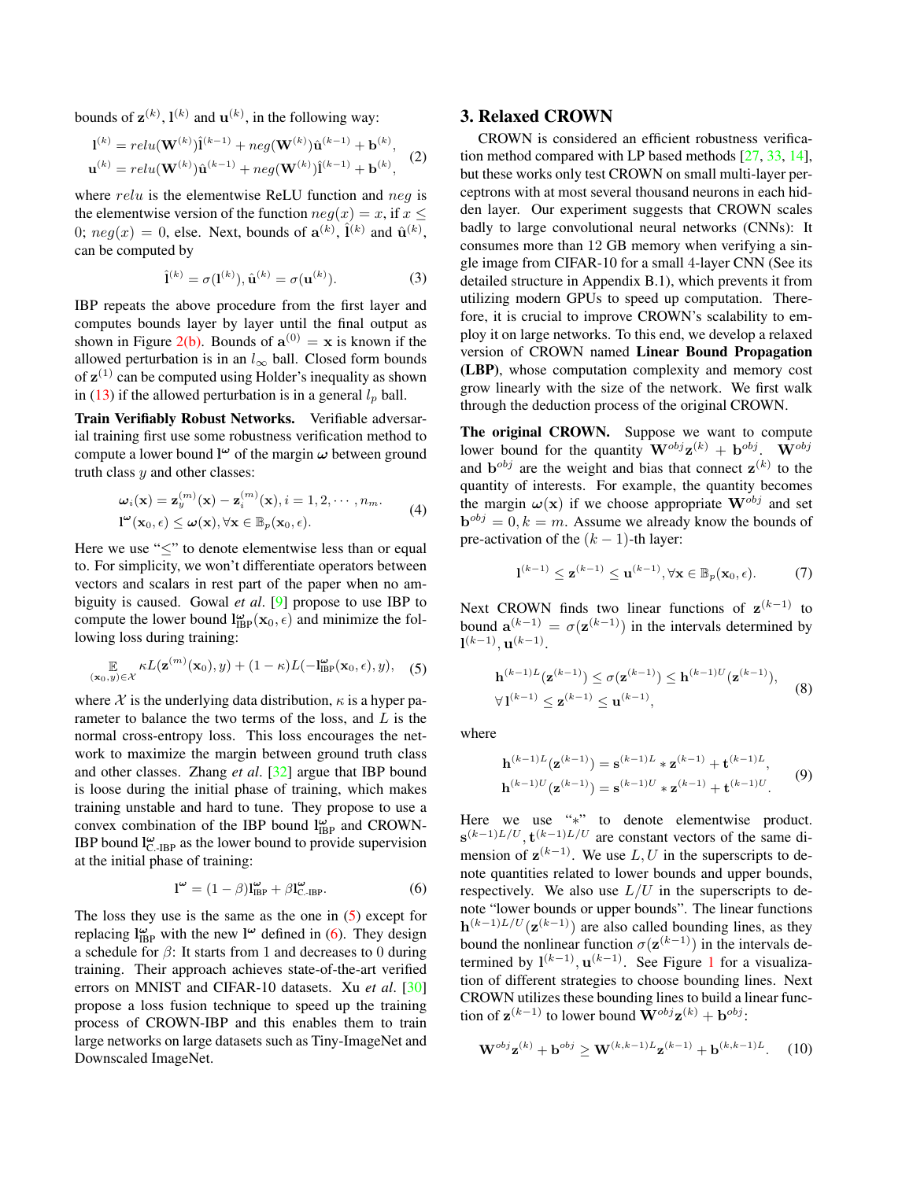bounds of $\mathbf{z}^{(k)}$, $\mathbf{l}^{(k)}$ and $\mathbf{u}^{(k)}$, in the following way:

$$
\begin{aligned}
\mathbf{l}^{(k)} &= relu(\mathbf{W}^{(k)})\hat{\mathbf{l}}^{(k-1)} + neg(\mathbf{W}^{(k)})\hat{\mathbf{u}}^{(k-1)} + \mathbf{b}^{(k)}, \\
\mathbf{u}^{(k)} &= relu(\mathbf{W}^{(k)})\hat{\mathbf{u}}^{(k-1)} + neg(\mathbf{W}^{(k)})\hat{\mathbf{l}}^{(k-1)} + \mathbf{b}^{(k)},
\end{aligned} \tag{2}
$$

where $relu$ is the elementwise ReLU function and $neg$ is the elementwise version of the function $neg(x) = x$, if $x \leq 0$; $neg(x) = 0$, else. Next, bounds of $\mathbf{a}^{(k)}$, $\hat{\mathbf{l}}^{(k)}$ and $\hat{\mathbf{u}}^{(k)}$, can be computed by

$$
\hat{\mathbf{l}}^{(k)} = \sigma(\mathbf{l}^{(k)}), \hat{\mathbf{u}}^{(k)} = \sigma(\mathbf{u}^{(k)}). \tag{3}
$$

IBP repeats the above procedure from the first layer and computes bounds layer by layer until the final output as shown in Figure 2(b). Bounds of $\mathbf{a}^{(0)} = \mathbf{x}$ is known if the allowed perturbation is in an $l_\infty$ ball. Closed form bounds of $\mathbf{z}^{(1)}$ can be computed using Holder's inequality as shown in (13) if the allowed perturbation is in a general $l_p$ ball.

**Train Verifiably Robust Networks.** Verifiable adversarial training first use some robustness verification method to compute a lower bound $\mathbf{l}^{\boldsymbol{\omega}}$ of the margin $\boldsymbol{\omega}$ between ground truth class $y$ and other classes:

$$
\begin{aligned}
&\boldsymbol{\omega}_i(\mathbf{x}) = \mathbf{z}_y^{(m)}(\mathbf{x}) - \mathbf{z}_i^{(m)}(\mathbf{x}), i = 1, 2, \cdots, n_m. \\
&\mathbf{l}^{\boldsymbol{\omega}}(\mathbf{x}_0, \epsilon) \leq \boldsymbol{\omega}(\mathbf{x}), \forall \mathbf{x} \in \mathbb{B}_p(\mathbf{x}_0, \epsilon).
\end{aligned} \tag{4}
$$

Here we use "$\leq$" to denote elementwise less than or equal to. For simplicity, we won't differentiate operators between vectors and scalars in rest part of the paper when no ambiguity is caused. Gowal *et al*. [9] propose to use IBP to compute the lower bound $\mathbf{l}^{\boldsymbol{\omega}}_{\text{IBP}}(\mathbf{x}_0, \epsilon)$ and minimize the following loss during training:

$$
\mathop{\mathbb{E}}_{(\mathbf{x}_0, y) \in \mathcal{X}} \kappa L(\mathbf{z}^{(m)}(\mathbf{x}_0), y) + (1 - \kappa) L(-\mathbf{l}^{\boldsymbol{\omega}}_{\text{IBP}}(\mathbf{x}_0, \epsilon), y), \tag{5}
$$

where $\mathcal{X}$ is the underlying data distribution, $\kappa$ is a hyper parameter to balance the two terms of the loss, and $L$ is the normal cross-entropy loss. This loss encourages the network to maximize the margin between ground truth class and other classes. Zhang *et al*. [32] argue that IBP bound is loose during the initial phase of training, which makes training unstable and hard to tune. They propose to use a convex combination of the IBP bound $\mathbf{l}^{\boldsymbol{\omega}}_{\text{IBP}}$ and CROWN-IBP bound $\mathbf{l}^{\boldsymbol{\omega}}_{\text{C.-IBP}}$ as the lower bound to provide supervision at the initial phase of training:

$$
\mathbf{l}^{\boldsymbol{\omega}} = (1 - \beta)\mathbf{l}^{\boldsymbol{\omega}}_{\text{IBP}} + \beta \mathbf{l}^{\boldsymbol{\omega}}_{\text{C.-IBP}}. \tag{6}
$$

The loss they use is the same as the one in (5) except for replacing $\mathbf{l}^{\boldsymbol{\omega}}_{\text{IBP}}$ with the new $\mathbf{l}^{\boldsymbol{\omega}}$ defined in (6). They design a schedule for $\beta$: It starts from 1 and decreases to 0 during training. Their approach achieves state-of-the-art verified errors on MNIST and CIFAR-10 datasets. Xu *et al*. [30] propose a loss fusion technique to speed up the training process of CROWN-IBP and this enables them to train large networks on large datasets such as Tiny-ImageNet and Downscaled ImageNet.

## 3. Relaxed CROWN

CROWN is considered an efficient robustness verification method compared with LP based methods [27, 33, 14], but these works only test CROWN on small multi-layer perceptrons with at most several thousand neurons in each hidden layer. Our experiment suggests that CROWN scales badly to large convolutional neural networks (CNNs): It consumes more than 12 GB memory when verifying a single image from CIFAR-10 for a small 4-layer CNN (See its detailed structure in Appendix B.1), which prevents it from utilizing modern GPUs to speed up computation. Therefore, it is crucial to improve CROWN's scalability to employ it on large networks. To this end, we develop a relaxed version of CROWN named **Linear Bound Propagation (LBP)**, whose computation complexity and memory cost grow linearly with the size of the network. We first walk through the deduction process of the original CROWN.

**The original CROWN.** Suppose we want to compute lower bound for the quantity $\mathbf{W}^{obj}\mathbf{z}^{(k)} + \mathbf{b}^{obj}$. $\mathbf{W}^{obj}$ and $\mathbf{b}^{obj}$ are the weight and bias that connect $\mathbf{z}^{(k)}$ to the quantity of interests. For example, the quantity becomes the margin $\boldsymbol{\omega}(\mathbf{x})$ if we choose appropriate $\mathbf{W}^{obj}$ and set $\mathbf{b}^{obj} = 0, k = m$. Assume we already know the bounds of pre-activation of the $(k-1)$-th layer:

$$
\mathbf{l}^{(k-1)} \leq \mathbf{z}^{(k-1)} \leq \mathbf{u}^{(k-1)}, \forall \mathbf{x} \in \mathbb{B}_p(\mathbf{x}_0, \epsilon). \tag{7}
$$

Next CROWN finds two linear functions of $\mathbf{z}^{(k-1)}$ to bound $\mathbf{a}^{(k-1)} = \sigma(\mathbf{z}^{(k-1)})$ in the intervals determined by $\mathbf{l}^{(k-1)}, \mathbf{u}^{(k-1)}$.

$$
\begin{aligned}
&\mathbf{h}^{(k-1)L}(\mathbf{z}^{(k-1)}) \leq \sigma(\mathbf{z}^{(k-1)}) \leq \mathbf{h}^{(k-1)U}(\mathbf{z}^{(k-1)}), \\
&\forall\, \mathbf{l}^{(k-1)} \leq \mathbf{z}^{(k-1)} \leq \mathbf{u}^{(k-1)},
\end{aligned} \tag{8}
$$

where

$$
\begin{aligned}
\mathbf{h}^{(k-1)L}(\mathbf{z}^{(k-1)}) &= \mathbf{s}^{(k-1)L} * \mathbf{z}^{(k-1)} + \mathbf{t}^{(k-1)L}, \\
\mathbf{h}^{(k-1)U}(\mathbf{z}^{(k-1)}) &= \mathbf{s}^{(k-1)U} * \mathbf{z}^{(k-1)} + \mathbf{t}^{(k-1)U}.
\end{aligned} \tag{9}
$$

Here we use "$*$" to denote elementwise product. $\mathbf{s}^{(k-1)L/U}, \mathbf{t}^{(k-1)L/U}$ are constant vectors of the same dimension of $\mathbf{z}^{(k-1)}$. We use $L, U$ in the superscripts to denote quantities related to lower bounds and upper bounds, respectively. We also use $L/U$ in the superscripts to denote "lower bounds or upper bounds". The linear functions $\mathbf{h}^{(k-1)L/U}(\mathbf{z}^{(k-1)})$ are also called bounding lines, as they bound the nonlinear function $\sigma(\mathbf{z}^{(k-1)})$ in the intervals determined by $\mathbf{l}^{(k-1)}, \mathbf{u}^{(k-1)}$. See Figure 1 for a visualization of different strategies to choose bounding lines. Next CROWN utilizes these bounding lines to build a linear function of $\mathbf{z}^{(k-1)}$ to lower bound $\mathbf{W}^{obj}\mathbf{z}^{(k)} + \mathbf{b}^{obj}$:

$$
\mathbf{W}^{obj}\mathbf{z}^{(k)} + \mathbf{b}^{obj} \geq \mathbf{W}^{(k,k-1)L}\mathbf{z}^{(k-1)} + \mathbf{b}^{(k,k-1)L}. \tag{10}
$$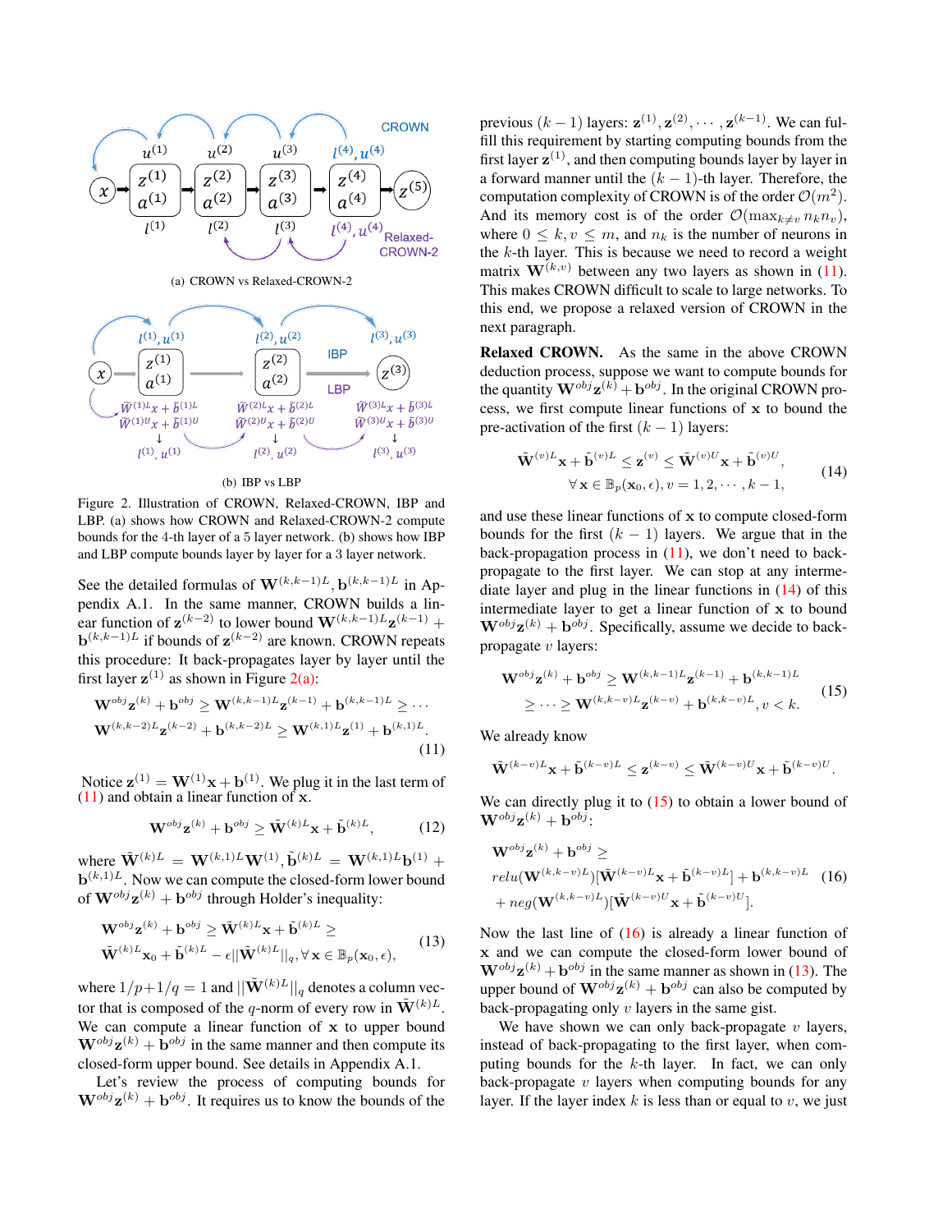(a) CROWN vs Relaxed-CROWN-2

(b) IBP vs LBP

Figure 2. Illustration of CROWN, Relaxed-CROWN, IBP and LBP. (a) shows how CROWN and Relaxed-CROWN-2 compute bounds for the 4-th layer of a 5 layer network. (b) shows how IBP and LBP compute bounds layer by layer for a 3 layer network.

See the detailed formulas of $\mathbf{W}^{(k,k-1)L}, \mathbf{b}^{(k,k-1)L}$ in Appendix A.1. In the same manner, CROWN builds a linear function of $\mathbf{z}^{(k-2)}$ to lower bound $\mathbf{W}^{(k,k-1)L}\mathbf{z}^{(k-1)} + \mathbf{b}^{(k,k-1)L}$ if bounds of $\mathbf{z}^{(k-2)}$ are known. CROWN repeats this procedure: It back-propagates layer by layer until the first layer $\mathbf{z}^{(1)}$ as shown in Figure 2(a):

$$\mathbf{W}^{obj}\mathbf{z}^{(k)} + \mathbf{b}^{obj} \geq \mathbf{W}^{(k,k-1)L}\mathbf{z}^{(k-1)} + \mathbf{b}^{(k,k-1)L} \geq \cdots$$
$$\mathbf{W}^{(k,k-2)L}\mathbf{z}^{(k-2)} + \mathbf{b}^{(k,k-2)L} \geq \mathbf{W}^{(k,1)L}\mathbf{z}^{(1)} + \mathbf{b}^{(k,1)L}. \tag{11}$$

Notice $\mathbf{z}^{(1)} = \mathbf{W}^{(1)}\mathbf{x} + \mathbf{b}^{(1)}$. We plug it in the last term of (11) and obtain a linear function of $\mathbf{x}$.

$$\mathbf{W}^{obj}\mathbf{z}^{(k)} + \mathbf{b}^{obj} \geq \tilde{\mathbf{W}}^{(k)L}\mathbf{x} + \tilde{\mathbf{b}}^{(k)L}, \tag{12}$$

where $\tilde{\mathbf{W}}^{(k)L} = \mathbf{W}^{(k,1)L}\mathbf{W}^{(1)}, \tilde{\mathbf{b}}^{(k)L} = \mathbf{W}^{(k,1)L}\mathbf{b}^{(1)} + \mathbf{b}^{(k,1)L}$. Now we can compute the closed-form lower bound of $\mathbf{W}^{obj}\mathbf{z}^{(k)} + \mathbf{b}^{obj}$ through Holder's inequality:

$$\mathbf{W}^{obj}\mathbf{z}^{(k)} + \mathbf{b}^{obj} \geq \tilde{\mathbf{W}}^{(k)L}\mathbf{x} + \tilde{\mathbf{b}}^{(k)L} \geq$$
$$\tilde{\mathbf{W}}^{(k)L}\mathbf{x}_0 + \tilde{\mathbf{b}}^{(k)L} - \epsilon||\tilde{\mathbf{W}}^{(k)L}||_q, \forall \mathbf{x} \in \mathbb{B}_p(\mathbf{x}_0, \epsilon), \tag{13}$$

where $1/p + 1/q = 1$ and $||\tilde{\mathbf{W}}^{(k)L}||_q$ denotes a column vector that is composed of the $q$-norm of every row in $\tilde{\mathbf{W}}^{(k)L}$. We can compute a linear function of $\mathbf{x}$ to upper bound $\mathbf{W}^{obj}\mathbf{z}^{(k)} + \mathbf{b}^{obj}$ in the same manner and then compute its closed-form upper bound. See details in Appendix A.1.

Let's review the process of computing bounds for $\mathbf{W}^{obj}\mathbf{z}^{(k)} + \mathbf{b}^{obj}$. It requires us to know the bounds of the previous $(k-1)$ layers: $\mathbf{z}^{(1)}, \mathbf{z}^{(2)}, \cdots, \mathbf{z}^{(k-1)}$. We can fulfill this requirement by starting computing bounds from the first layer $\mathbf{z}^{(1)}$, and then computing bounds layer by layer in a forward manner until the $(k-1)$-th layer. Therefore, the computation complexity of CROWN is of the order $\mathcal{O}(m^2)$. And its memory cost is of the order $\mathcal{O}(\max_{k \neq v} n_k n_v)$, where $0 \leq k, v \leq m$, and $n_k$ is the number of neurons in the $k$-th layer. This is because we need to record a weight matrix $\mathbf{W}^{(k,v)}$ between any two layers as shown in (11). This makes CROWN difficult to scale to large networks. To this end, we propose a relaxed version of CROWN in the next paragraph.

**Relaxed CROWN.** As the same in the above CROWN deduction process, suppose we want to compute bounds for the quantity $\mathbf{W}^{obj}\mathbf{z}^{(k)} + \mathbf{b}^{obj}$. In the original CROWN process, we first compute linear functions of $\mathbf{x}$ to bound the pre-activation of the first $(k-1)$ layers:

$$\tilde{\mathbf{W}}^{(v)L}\mathbf{x} + \tilde{\mathbf{b}}^{(v)L} \leq \mathbf{z}^{(v)} \leq \tilde{\mathbf{W}}^{(v)U}\mathbf{x} + \tilde{\mathbf{b}}^{(v)U},$$
$$\forall \mathbf{x} \in \mathbb{B}_p(\mathbf{x}_0, \epsilon), v = 1, 2, \cdots, k-1, \tag{14}$$

and use these linear functions of $\mathbf{x}$ to compute closed-form bounds for the first $(k-1)$ layers. We argue that in the back-propagation process in (11), we don't need to back-propagate to the first layer. We can stop at any intermediate layer and plug in the linear functions in (14) of this intermediate layer to get a linear function of $\mathbf{x}$ to bound $\mathbf{W}^{obj}\mathbf{z}^{(k)} + \mathbf{b}^{obj}$. Specifically, assume we decide to back-propagate $v$ layers:

$$\mathbf{W}^{obj}\mathbf{z}^{(k)} + \mathbf{b}^{obj} \geq \mathbf{W}^{(k,k-1)L}\mathbf{z}^{(k-1)} + \mathbf{b}^{(k,k-1)L}$$
$$\geq \cdots \geq \mathbf{W}^{(k,k-v)L}\mathbf{z}^{(k-v)} + \mathbf{b}^{(k,k-v)L}, v < k. \tag{15}$$

We already know

$$\tilde{\mathbf{W}}^{(k-v)L}\mathbf{x} + \tilde{\mathbf{b}}^{(k-v)L} \leq \mathbf{z}^{(k-v)} \leq \tilde{\mathbf{W}}^{(k-v)U}\mathbf{x} + \tilde{\mathbf{b}}^{(k-v)U}.$$

We can directly plug it to (15) to obtain a lower bound of $\mathbf{W}^{obj}\mathbf{z}^{(k)} + \mathbf{b}^{obj}$:

$$\mathbf{W}^{obj}\mathbf{z}^{(k)} + \mathbf{b}^{obj} \geq$$
$$relu(\mathbf{W}^{(k,k-v)L})[\tilde{\mathbf{W}}^{(k-v)L}\mathbf{x} + \tilde{\mathbf{b}}^{(k-v)L}] + \mathbf{b}^{(k,k-v)L} \tag{16}$$
$$+ neg(\mathbf{W}^{(k,k-v)L})[\tilde{\mathbf{W}}^{(k-v)U}\mathbf{x} + \tilde{\mathbf{b}}^{(k-v)U}].$$

Now the last line of (16) is already a linear function of $\mathbf{x}$ and we can compute the closed-form lower bound of $\mathbf{W}^{obj}\mathbf{z}^{(k)} + \mathbf{b}^{obj}$ in the same manner as shown in (13). The upper bound of $\mathbf{W}^{obj}\mathbf{z}^{(k)} + \mathbf{b}^{obj}$ can also be computed by back-propagating only $v$ layers in the same gist.

We have shown we can only back-propagate $v$ layers, instead of back-propagating to the first layer, when computing bounds for the $k$-th layer. In fact, we can only back-propagate $v$ layers when computing bounds for any layer. If the layer index $k$ is less than or equal to $v$, we just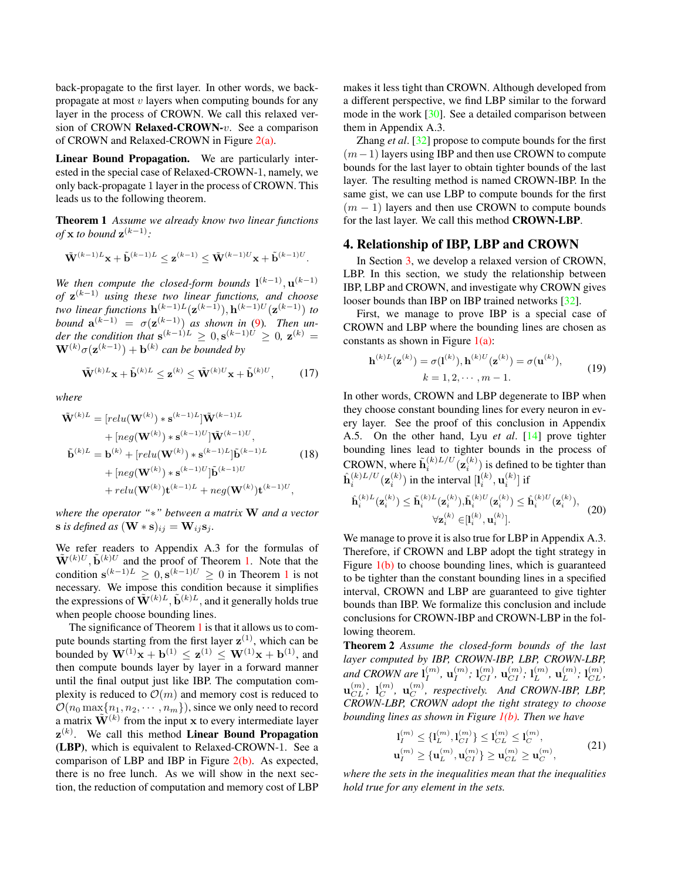back-propagate to the first layer. In other words, we back-propagate at most $v$ layers when computing bounds for any layer in the process of CROWN. We call this relaxed version of CROWN **Relaxed-CROWN-**$v$. See a comparison of CROWN and Relaxed-CROWN in Figure 2(a).

**Linear Bound Propagation.** We are particularly interested in the special case of Relaxed-CROWN-1, namely, we only back-propagate 1 layer in the process of CROWN. This leads us to the following theorem.

**Theorem 1** *Assume we already know two linear functions of* $\mathbf{x}$ *to bound* $\mathbf{z}^{(k-1)}$*:*

$$\tilde{\mathbf{W}}^{(k-1)L}\mathbf{x} + \tilde{\mathbf{b}}^{(k-1)L} \leq \mathbf{z}^{(k-1)} \leq \tilde{\mathbf{W}}^{(k-1)U}\mathbf{x} + \tilde{\mathbf{b}}^{(k-1)U}.$$

*We then compute the closed-form bounds* $\mathbf{l}^{(k-1)}, \mathbf{u}^{(k-1)}$ *of* $\mathbf{z}^{(k-1)}$ *using these two linear functions, and choose two linear functions* $\mathbf{h}^{(k-1)L}(\mathbf{z}^{(k-1)}), \mathbf{h}^{(k-1)U}(\mathbf{z}^{(k-1)})$ *to bound* $\mathbf{a}^{(k-1)} = \sigma(\mathbf{z}^{(k-1)})$ *as shown in* (9)*. Then under the condition that* $\mathbf{s}^{(k-1)L} \geq 0, \mathbf{s}^{(k-1)U} \geq 0$*,* $\mathbf{z}^{(k)} = \mathbf{W}^{(k)}\sigma(\mathbf{z}^{(k-1)}) + \mathbf{b}^{(k)}$ *can be bounded by*

$$\tilde{\mathbf{W}}^{(k)L}\mathbf{x} + \tilde{\mathbf{b}}^{(k)L} \leq \mathbf{z}^{(k)} \leq \tilde{\mathbf{W}}^{(k)U}\mathbf{x} + \tilde{\mathbf{b}}^{(k)U}, \tag{17}$$

*where*

$$\begin{aligned}
\tilde{\mathbf{W}}^{(k)L} &= [relu(\mathbf{W}^{(k)}) * \mathbf{s}^{(k-1)L}]\tilde{\mathbf{W}}^{(k-1)L} \\
&\quad + [neg(\mathbf{W}^{(k)}) * \mathbf{s}^{(k-1)U}]\tilde{\mathbf{W}}^{(k-1)U}, \\
\tilde{\mathbf{b}}^{(k)L} &= \mathbf{b}^{(k)} + [relu(\mathbf{W}^{(k)}) * \mathbf{s}^{(k-1)L}]\tilde{\mathbf{b}}^{(k-1)L} \\
&\quad + [neg(\mathbf{W}^{(k)}) * \mathbf{s}^{(k-1)U}]\tilde{\mathbf{b}}^{(k-1)U} \\
&\quad + relu(\mathbf{W}^{(k)})\mathbf{t}^{(k-1)L} + neg(\mathbf{W}^{(k)})\mathbf{t}^{(k-1)U},
\end{aligned} \tag{18}$$

*where the operator "$*$" between a matrix* $\mathbf{W}$ *and a vector* $\mathbf{s}$ *is defined as* $(\mathbf{W} * \mathbf{s})_{ij} = \mathbf{W}_{ij}\mathbf{s}_j$*.*

We refer readers to Appendix A.3 for the formulas of $\tilde{\mathbf{W}}^{(k)U}, \tilde{\mathbf{b}}^{(k)U}$ and the proof of Theorem 1. Note that the condition $\mathbf{s}^{(k-1)L} \geq 0, \mathbf{s}^{(k-1)U} \geq 0$ in Theorem 1 is not necessary. We impose this condition because it simplifies the expressions of $\tilde{\mathbf{W}}^{(k)L}, \tilde{\mathbf{b}}^{(k)L}$, and it generally holds true when people choose bounding lines.

The significance of Theorem 1 is that it allows us to compute bounds starting from the first layer $\mathbf{z}^{(1)}$, which can be bounded by $\mathbf{W}^{(1)}\mathbf{x} + \mathbf{b}^{(1)} \leq \mathbf{z}^{(1)} \leq \mathbf{W}^{(1)}\mathbf{x} + \mathbf{b}^{(1)}$, and then compute bounds layer by layer in a forward manner until the final output just like IBP. The computation complexity is reduced to $\mathcal{O}(m)$ and memory cost is reduced to $\mathcal{O}(n_0 \max\{n_1, n_2, \cdots, n_m\})$, since we only need to record a matrix $\tilde{\mathbf{W}}^{(k)}$ from the input $\mathbf{x}$ to every intermediate layer $\mathbf{z}^{(k)}$. We call this method **Linear Bound Propagation (LBP)**, which is equivalent to Relaxed-CROWN-1. See a comparison of LBP and IBP in Figure 2(b). As expected, there is no free lunch. As we will show in the next section, the reduction of computation and memory cost of LBP makes it less tight than CROWN. Although developed from a different perspective, we find LBP similar to the forward mode in the work [30]. See a detailed comparison between them in Appendix A.3.

Zhang *et al*. [32] propose to compute bounds for the first $(m-1)$ layers using IBP and then use CROWN to compute bounds for the last layer to obtain tighter bounds of the last layer. The resulting method is named CROWN-IBP. In the same gist, we can use LBP to compute bounds for the first $(m-1)$ layers and then use CROWN to compute bounds for the last layer. We call this method **CROWN-LBP**.

## 4. Relationship of IBP, LBP and CROWN

In Section 3, we develop a relaxed version of CROWN, LBP. In this section, we study the relationship between IBP, LBP and CROWN, and investigate why CROWN gives looser bounds than IBP on IBP trained networks [32].

First, we manage to prove IBP is a special case of CROWN and LBP where the bounding lines are chosen as constants as shown in Figure 1(a):

$$\begin{aligned}
\mathbf{h}^{(k)L}(\mathbf{z}^{(k)}) = \sigma(\mathbf{l}^{(k)}), \mathbf{h}^{(k)U}(\mathbf{z}^{(k)}) = \sigma(\mathbf{u}^{(k)}), \\
k = 1, 2, \cdots, m-1.
\end{aligned} \tag{19}$$

In other words, CROWN and LBP degenerate to IBP when they choose constant bounding lines for every neuron in every layer. See the proof of this conclusion in Appendix A.5. On the other hand, Lyu *et al*. [14] prove tighter bounding lines lead to tighter bounds in the process of CROWN, where $\tilde{\mathbf{h}}_i^{(k)L/U}(\mathbf{z}_i^{(k)})$ is defined to be tighter than $\hat{\mathbf{h}}_i^{(k)L/U}(\mathbf{z}_i^{(k)})$ in the interval $[\mathbf{l}_i^{(k)}, \mathbf{u}_i^{(k)}]$ if

$$\begin{aligned}
\hat{\mathbf{h}}_i^{(k)L}(\mathbf{z}_i^{(k)}) \leq \tilde{\mathbf{h}}_i^{(k)L}(\mathbf{z}_i^{(k)}), \tilde{\mathbf{h}}_i^{(k)U}(\mathbf{z}_i^{(k)}) \leq \hat{\mathbf{h}}_i^{(k)U}(\mathbf{z}_i^{(k)}), \\
\forall \mathbf{z}_i^{(k)} \in [\mathbf{l}_i^{(k)}, \mathbf{u}_i^{(k)}].
\end{aligned} \tag{20}$$

We manage to prove it is also true for LBP in Appendix A.3. Therefore, if CROWN and LBP adopt the tight strategy in Figure 1(b) to choose bounding lines, which is guaranteed to be tighter than the constant bounding lines in a specified interval, CROWN and LBP are guaranteed to give tighter bounds than IBP. We formalize this conclusion and include conclusions for CROWN-IBP and CROWN-LBP in the following theorem.

**Theorem 2** *Assume the closed-form bounds of the last layer computed by IBP, CROWN-IBP, LBP, CROWN-LBP, and CROWN are* $\mathbf{l}_I^{(m)}, \mathbf{u}_I^{(m)}$*;* $\mathbf{l}_{CI}^{(m)}, \mathbf{u}_{CI}^{(m)}$*;* $\mathbf{l}_L^{(m)}, \mathbf{u}_L^{(m)}$*;* $\mathbf{l}_{CL}^{(m)}, \mathbf{u}_{CL}^{(m)}$*;* $\mathbf{l}_C^{(m)}, \mathbf{u}_C^{(m)}$*, respectively. And CROWN-IBP, LBP, CROWN-LBP, CROWN adopt the tight strategy to choose bounding lines as shown in Figure 1(b). Then we have*

$$\begin{aligned}
\mathbf{l}_I^{(m)} \leq \{\mathbf{l}_L^{(m)}, \mathbf{l}_{CI}^{(m)}\} \leq \mathbf{l}_{CL}^{(m)} \leq \mathbf{l}_C^{(m)}, \\
\mathbf{u}_I^{(m)} \geq \{\mathbf{u}_L^{(m)}, \mathbf{u}_{CI}^{(m)}\} \geq \mathbf{u}_{CL}^{(m)} \geq \mathbf{u}_C^{(m)},
\end{aligned} \tag{21}$$

*where the sets in the inequalities mean that the inequalities hold true for any element in the sets.*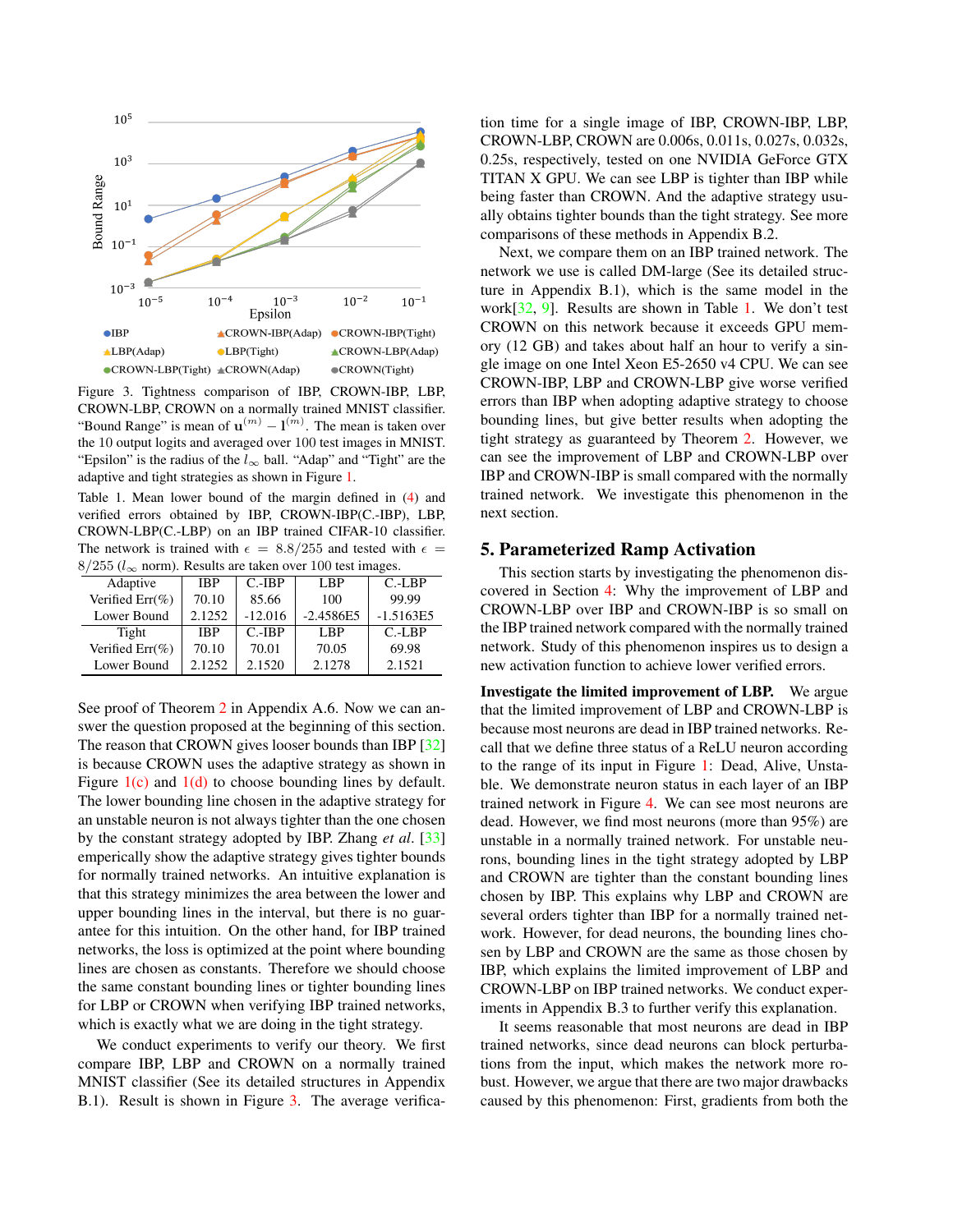Figure 3. Tightness comparison of IBP, CROWN-IBP, LBP, CROWN-LBP, CROWN on a normally trained MNIST classifier. "Bound Range" is mean of $\mathbf{u}^{(m)} - \mathbf{l}^{(m)}$. The mean is taken over the 10 output logits and averaged over 100 test images in MNIST. "Epsilon" is the radius of the $l_\infty$ ball. "Adap" and "Tight" are the adaptive and tight strategies as shown in Figure 1.

Table 1. Mean lower bound of the margin defined in (4) and verified errors obtained by IBP, CROWN-IBP(C.-IBP), LBP, CROWN-LBP(C.-LBP) on an IBP trained CIFAR-10 classifier. The network is trained with $\epsilon = 8.8/255$ and tested with $\epsilon = 8/255$ ($l_\infty$ norm). Results are taken over 100 test images.

| Adaptive | IBP | C.-IBP | LBP | C.-LBP |
|---|---|---|---|---|
| Verified Err(%) | 70.10 | 85.66 | 100 | 99.99 |
| Lower Bound | 2.1252 | -12.016 | -2.4586E5 | -1.5163E5 |
| Tight | IBP | C.-IBP | LBP | C.-LBP |
| Verified Err(%) | 70.10 | 70.01 | 70.05 | 69.98 |
| Lower Bound | 2.1252 | 2.1520 | 2.1278 | 2.1521 |

See proof of Theorem 2 in Appendix A.6. Now we can answer the question proposed at the beginning of this section. The reason that CROWN gives looser bounds than IBP [32] is because CROWN uses the adaptive strategy as shown in Figure 1(c) and 1(d) to choose bounding lines by default. The lower bounding line chosen in the adaptive strategy for an unstable neuron is not always tighter than the one chosen by the constant strategy adopted by IBP. Zhang *et al*. [33] emperically show the adaptive strategy gives tighter bounds for normally trained networks. An intuitive explanation is that this strategy minimizes the area between the lower and upper bounding lines in the interval, but there is no guarantee for this intuition. On the other hand, for IBP trained networks, the loss is optimized at the point where bounding lines are chosen as constants. Therefore we should choose the same constant bounding lines or tighter bounding lines for LBP or CROWN when verifying IBP trained networks, which is exactly what we are doing in the tight strategy.

We conduct experiments to verify our theory. We first compare IBP, LBP and CROWN on a normally trained MNIST classifier (See its detailed structures in Appendix B.1). Result is shown in Figure 3. The average verification time for a single image of IBP, CROWN-IBP, LBP, CROWN-LBP, CROWN are 0.006s, 0.011s, 0.027s, 0.032s, 0.25s, respectively, tested on one NVIDIA GeForce GTX TITAN X GPU. We can see LBP is tighter than IBP while being faster than CROWN. And the adaptive strategy usually obtains tighter bounds than the tight strategy. See more comparisons of these methods in Appendix B.2.

Next, we compare them on an IBP trained network. The network we use is called DM-large (See its detailed structure in Appendix B.1), which is the same model in the work[32, 9]. Results are shown in Table 1. We don't test CROWN on this network because it exceeds GPU memory (12 GB) and takes about half an hour to verify a single image on one Intel Xeon E5-2650 v4 CPU. We can see CROWN-IBP, LBP and CROWN-LBP give worse verified errors than IBP when adopting adaptive strategy to choose bounding lines, but give better results when adopting the tight strategy as guaranteed by Theorem 2. However, we can see the improvement of LBP and CROWN-LBP over IBP and CROWN-IBP is small compared with the normally trained network. We investigate this phenomenon in the next section.

## 5. Parameterized Ramp Activation

This section starts by investigating the phenomenon discovered in Section 4: Why the improvement of LBP and CROWN-LBP over IBP and CROWN-IBP is so small on the IBP trained network compared with the normally trained network. Study of this phenomenon inspires us to design a new activation function to achieve lower verified errors.

**Investigate the limited improvement of LBP.** We argue that the limited improvement of LBP and CROWN-LBP is because most neurons are dead in IBP trained networks. Recall that we define three status of a ReLU neuron according to the range of its input in Figure 1: Dead, Alive, Unstable. We demonstrate neuron status in each layer of an IBP trained network in Figure 4. We can see most neurons are dead. However, we find most neurons (more than 95%) are unstable in a normally trained network. For unstable neurons, bounding lines in the tight strategy adopted by LBP and CROWN are tighter than the constant bounding lines chosen by IBP. This explains why LBP and CROWN are several orders tighter than IBP for a normally trained network. However, for dead neurons, the bounding lines chosen by LBP and CROWN are the same as those chosen by IBP, which explains the limited improvement of LBP and CROWN-LBP on IBP trained networks. We conduct experiments in Appendix B.3 to further verify this explanation.

It seems reasonable that most neurons are dead in IBP trained networks, since dead neurons can block perturbations from the input, which makes the network more robust. However, we argue that there are two major drawbacks caused by this phenomenon: First, gradients from both the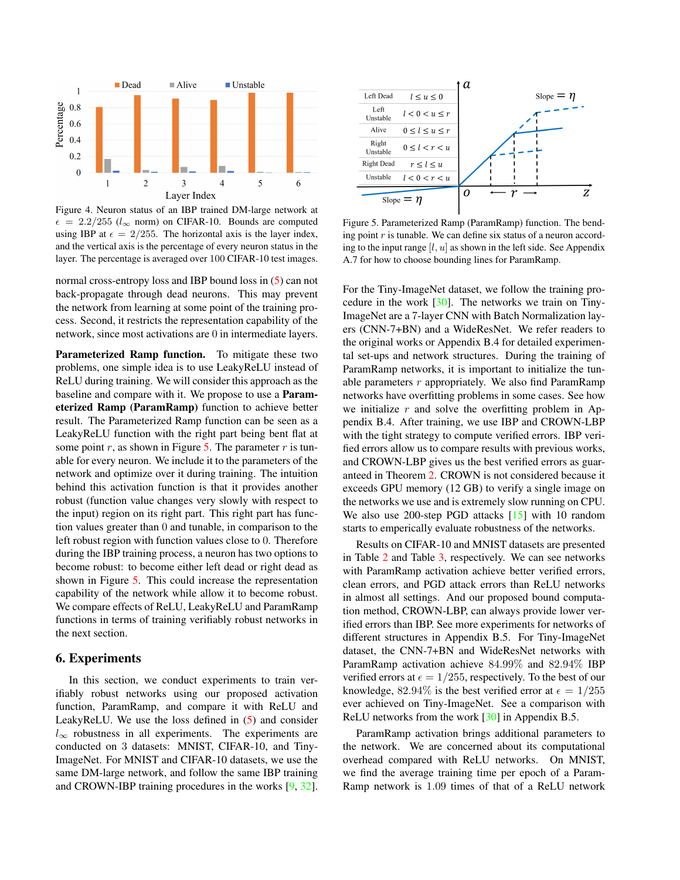Figure 4. Neuron status of an IBP trained DM-large network at $\epsilon = 2.2/255$ ($l_\infty$ norm) on CIFAR-10. Bounds are computed using IBP at $\epsilon = 2/255$. The horizontal axis is the layer index, and the vertical axis is the percentage of every neuron status in the layer. The percentage is averaged over 100 CIFAR-10 test images.

normal cross-entropy loss and IBP bound loss in (5) can not back-propagate through dead neurons. This may prevent the network from learning at some point of the training process. Second, it restricts the representation capability of the network, since most activations are 0 in intermediate layers.

**Parameterized Ramp function.** To mitigate these two problems, one simple idea is to use LeakyReLU instead of ReLU during training. We will consider this approach as the baseline and compare with it. We propose to use a **Parameterized Ramp (ParamRamp)** function to achieve better result. The Parameterized Ramp function can be seen as a LeakyReLU function with the right part being bent flat at some point $r$, as shown in Figure 5. The parameter $r$ is tunable for every neuron. We include it to the parameters of the network and optimize over it during training. The intuition behind this activation function is that it provides another robust (function value changes very slowly with respect to the input) region on its right part. This right part has function values greater than 0 and tunable, in comparison to the left robust region with function values close to 0. Therefore during the IBP training process, a neuron has two options to become robust: to become either left dead or right dead as shown in Figure 5. This could increase the representation capability of the network while allow it to become robust. We compare effects of ReLU, LeakyReLU and ParamRamp functions in terms of training verifiably robust networks in the next section.

| | |
|---|---|
| Left Dead | $l \leq u \leq 0$ |
| Left Unstable | $l < 0 < u \leq r$ |
| Alive | $0 \leq l \leq u \leq r$ |
| Right Unstable | $0 \leq l < r < u$ |
| Right Dead | $r \leq l \leq u$ |
| Unstable | $l < 0 < r < u$ |

Figure 5. Parameterized Ramp (ParamRamp) function. The bending point $r$ is tunable. We can define six status of a neuron according to the input range $[l, u]$ as shown in the left side. See Appendix A.7 for how to choose bounding lines for ParamRamp.

## 6. Experiments

In this section, we conduct experiments to train verifiably robust networks using our proposed activation function, ParamRamp, and compare it with ReLU and LeakyReLU. We use the loss defined in (5) and consider $l_\infty$ robustness in all experiments. The experiments are conducted on 3 datasets: MNIST, CIFAR-10, and Tiny-ImageNet. For MNIST and CIFAR-10 datasets, we use the same DM-large network, and follow the same IBP training and CROWN-IBP training procedures in the works [9, 32].

For the Tiny-ImageNet dataset, we follow the training procedure in the work [30]. The networks we train on Tiny-ImageNet are a 7-layer CNN with Batch Normalization layers (CNN-7+BN) and a WideResNet. We refer readers to the original works or Appendix B.4 for detailed experimental set-ups and network structures. During the training of ParamRamp networks, it is important to initialize the tunable parameters $r$ appropriately. We also find ParamRamp networks have overfitting problems in some cases. See how we initialize $r$ and solve the overfitting problem in Appendix B.4. After training, we use IBP and CROWN-LBP with the tight strategy to compute verified errors. IBP verified errors allow us to compare results with previous works, and CROWN-LBP gives us the best verified errors as guaranteed in Theorem 2. CROWN is not considered because it exceeds GPU memory (12 GB) to verify a single image on the networks we use and is extremely slow running on CPU. We also use 200-step PGD attacks [15] with 10 random starts to emperically evaluate robustness of the networks.

Results on CIFAR-10 and MNIST datasets are presented in Table 2 and Table 3, respectively. We can see networks with ParamRamp activation achieve better verified errors, clean errors, and PGD attack errors than ReLU networks in almost all settings. And our proposed bound computation method, CROWN-LBP, can always provide lower verified errors than IBP. See more experiments for networks of different structures in Appendix B.5. For Tiny-ImageNet dataset, the CNN-7+BN and WideResNet networks with ParamRamp activation achieve 84.99% and 82.94% IBP verified errors at $\epsilon = 1/255$, respectively. To the best of our knowledge, 82.94% is the best verified error at $\epsilon = 1/255$ ever achieved on Tiny-ImageNet. See a comparison with ReLU networks from the work [30] in Appendix B.5.

ParamRamp activation brings additional parameters to the network. We are concerned about its computational overhead compared with ReLU networks. On MNIST, we find the average training time per epoch of a ParamRamp network is 1.09 times of that of a ReLU network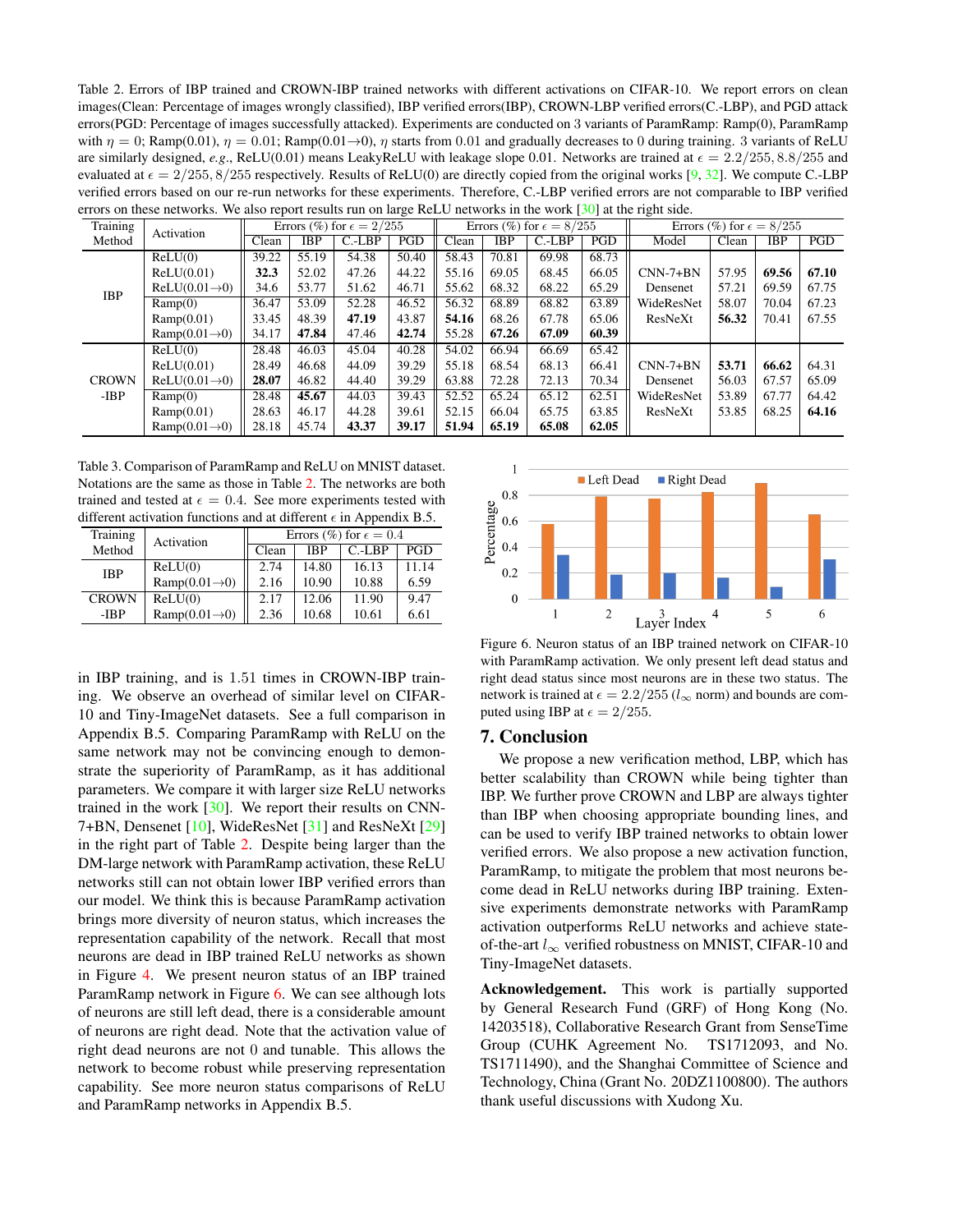Table 2. Errors of IBP trained and CROWN-IBP trained networks with different activations on CIFAR-10. We report errors on clean images(Clean: Percentage of images wrongly classified), IBP verified errors(IBP), CROWN-LBP verified errors(C.-LBP), and PGD attack errors(PGD: Percentage of images successfully attacked). Experiments are conducted on 3 variants of ParamRamp: Ramp(0), ParamRamp with $\eta = 0$; Ramp(0.01), $\eta = 0.01$; Ramp(0.01→0), $\eta$ starts from 0.01 and gradually decreases to 0 during training. 3 variants of ReLU are similarly designed, *e.g.*, ReLU(0.01) means LeakyReLU with leakage slope 0.01. Networks are trained at $\epsilon = 2.2/255, 8.8/255$ and evaluated at $\epsilon = 2/255, 8/255$ respectively. Results of ReLU(0) are directly copied from the original works [9, 32]. We compute C.-LBP verified errors based on our re-run networks for these experiments. Therefore, C.-LBP verified errors are not comparable to IBP verified errors on these networks. We also report results run on large ReLU networks in the work [30] at the right side.

| Training Method | Activation | Errors (%) for $\epsilon = 2/255$ | | | | Errors (%) for $\epsilon = 8/255$ | | | | Errors (%) for $\epsilon = 8/255$ | | | |
|---|---|---|---|---|---|---|---|---|---|---|---|---|---|
| | | Clean | IBP | C.-LBP | PGD | Clean | IBP | C.-LBP | PGD | Model | Clean | IBP | PGD |
| IBP | ReLU(0) | 39.22 | 55.19 | 54.38 | 50.40 | 58.43 | 70.81 | 69.98 | 68.73 | | | | |
| | ReLU(0.01) | **32.3** | 52.02 | 47.26 | 44.22 | 55.16 | 69.05 | 68.45 | 66.05 | CNN-7+BN | 57.95 | **69.56** | **67.10** |
| | ReLU(0.01→0) | 34.6 | 53.77 | 51.62 | 46.71 | 55.62 | 68.32 | 68.22 | 65.29 | Densenet | 57.21 | 69.59 | 67.75 |
| | Ramp(0) | 36.47 | 53.09 | 52.28 | 46.52 | 56.32 | 68.89 | 68.82 | 63.89 | WideResNet | 58.07 | 70.04 | 67.23 |
| | Ramp(0.01) | 33.45 | 48.39 | **47.19** | 43.87 | **54.16** | 68.26 | 67.78 | 65.06 | ResNeXt | **56.32** | 70.41 | 67.55 |
| | Ramp(0.01→0) | 34.17 | **47.84** | 47.46 | **42.74** | 55.28 | **67.26** | **67.09** | **60.39** | | | | |
| CROWN-IBP | ReLU(0) | 28.48 | 46.03 | 45.04 | 40.28 | 54.02 | 66.94 | 66.69 | 65.42 | | | | |
| | ReLU(0.01) | 28.49 | 46.68 | 44.09 | 39.29 | 55.18 | 68.54 | 68.13 | 66.41 | CNN-7+BN | **53.71** | **66.62** | 64.31 |
| | ReLU(0.01→0) | **28.07** | 46.82 | 44.40 | 39.29 | 63.88 | 72.28 | 72.13 | 70.34 | Densenet | 56.03 | 67.57 | 65.09 |
| | Ramp(0) | 28.48 | **45.67** | 44.03 | 39.43 | 52.52 | 65.24 | 65.12 | 62.51 | WideResNet | 53.89 | 67.77 | 64.42 |
| | Ramp(0.01) | 28.63 | 46.17 | 44.28 | 39.61 | 52.15 | 66.04 | 65.75 | 63.85 | ResNeXt | 53.85 | 68.25 | **64.16** |
| | Ramp(0.01→0) | 28.18 | 45.74 | **43.37** | **39.17** | **51.94** | **65.19** | **65.08** | **62.05** | | | | |

Table 3. Comparison of ParamRamp and ReLU on MNIST dataset. Notations are the same as those in Table 2. The networks are both trained and tested at $\epsilon = 0.4$. See more experiments tested with different activation functions and at different $\epsilon$ in Appendix B.5.

| Training Method | Activation | Errors (%) for $\epsilon = 0.4$ | | | |
|---|---|---|---|---|---|
| | | Clean | IBP | C.-LBP | PGD |
| IBP | ReLU(0) | 2.74 | 14.80 | 16.13 | 11.14 |
| | Ramp(0.01→0) | 2.16 | 10.90 | 10.88 | 6.59 |
| CROWN-IBP | ReLU(0) | 2.17 | 12.06 | 11.90 | 9.47 |
| | Ramp(0.01→0) | 2.36 | 10.68 | 10.61 | 6.61 |

in IBP training, and is 1.51 times in CROWN-IBP training. We observe an overhead of similar level on CIFAR-10 and Tiny-ImageNet datasets. See a full comparison in Appendix B.5. Comparing ParamRamp with ReLU on the same network may not be convincing enough to demonstrate the superiority of ParamRamp, as it has additional parameters. We compare it with larger size ReLU networks trained in the work [30]. We report their results on CNN-7+BN, Densenet [10], WideResNet [31] and ResNeXt [29] in the right part of Table 2. Despite being larger than the DM-large network with ParamRamp activation, these ReLU networks still can not obtain lower IBP verified errors than our model. We think this is because ParamRamp activation brings more diversity of neuron status, which increases the representation capability of the network. Recall that most neurons are dead in IBP trained ReLU networks as shown in Figure 4. We present neuron status of an IBP trained ParamRamp network in Figure 6. We can see although lots of neurons are still left dead, there is a considerable amount of neurons are right dead. Note that the activation value of right dead neurons are not 0 and tunable. This allows the network to become robust while preserving representation capability. See more neuron status comparisons of ReLU and ParamRamp networks in Appendix B.5.

Figure 6. Neuron status of an IBP trained network on CIFAR-10 with ParamRamp activation. We only present left dead status and right dead status since most neurons are in these two status. The network is trained at $\epsilon = 2.2/255$ ($l_\infty$ norm) and bounds are computed using IBP at $\epsilon = 2/255$.

## 7. Conclusion

We propose a new verification method, LBP, which has better scalability than CROWN while being tighter than IBP. We further prove CROWN and LBP are always tighter than IBP when choosing appropriate bounding lines, and can be used to verify IBP trained networks to obtain lower verified errors. We also propose a new activation function, ParamRamp, to mitigate the problem that most neurons become dead in ReLU networks during IBP training. Extensive experiments demonstrate networks with ParamRamp activation outperforms ReLU networks and achieve state-of-the-art $l_\infty$ verified robustness on MNIST, CIFAR-10 and Tiny-ImageNet datasets.

**Acknowledgement.** This work is partially supported by General Research Fund (GRF) of Hong Kong (No. 14203518), Collaborative Research Grant from SenseTime Group (CUHK Agreement No. TS1712093, and No. TS1711490), and the Shanghai Committee of Science and Technology, China (Grant No. 20DZ1100800). The authors thank useful discussions with Xudong Xu.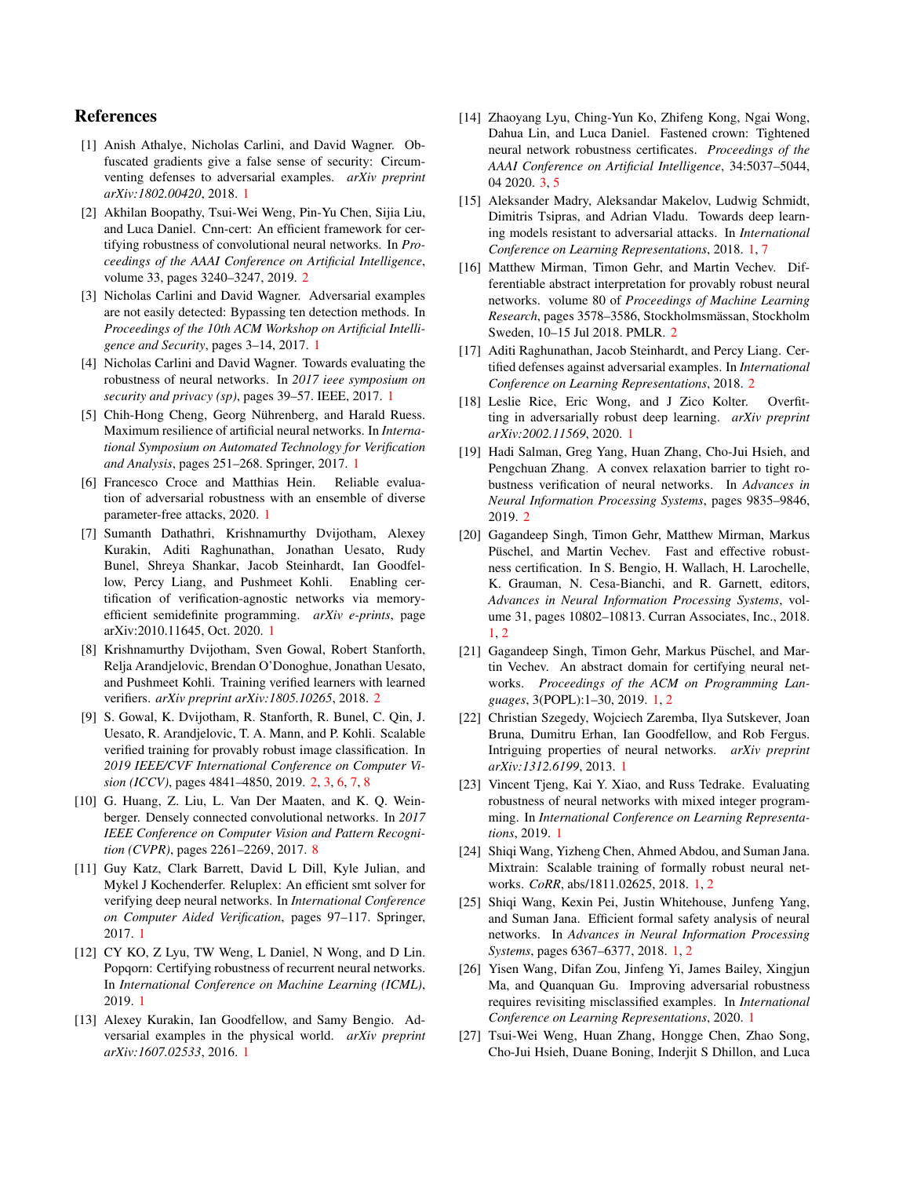## References

[1] Anish Athalye, Nicholas Carlini, and David Wagner. Obfuscated gradients give a false sense of security: Circumventing defenses to adversarial examples. *arXiv preprint arXiv:1802.00420*, 2018. 1

[2] Akhilan Boopathy, Tsui-Wei Weng, Pin-Yu Chen, Sijia Liu, and Luca Daniel. Cnn-cert: An efficient framework for certifying robustness of convolutional neural networks. In *Proceedings of the AAAI Conference on Artificial Intelligence*, volume 33, pages 3240–3247, 2019. 2

[3] Nicholas Carlini and David Wagner. Adversarial examples are not easily detected: Bypassing ten detection methods. In *Proceedings of the 10th ACM Workshop on Artificial Intelligence and Security*, pages 3–14, 2017. 1

[4] Nicholas Carlini and David Wagner. Towards evaluating the robustness of neural networks. In *2017 ieee symposium on security and privacy (sp)*, pages 39–57. IEEE, 2017. 1

[5] Chih-Hong Cheng, Georg Nührenberg, and Harald Ruess. Maximum resilience of artificial neural networks. In *International Symposium on Automated Technology for Verification and Analysis*, pages 251–268. Springer, 2017. 1

[6] Francesco Croce and Matthias Hein. Reliable evaluation of adversarial robustness with an ensemble of diverse parameter-free attacks, 2020. 1

[7] Sumanth Dathathri, Krishnamurthy Dvijotham, Alexey Kurakin, Aditi Raghunathan, Jonathan Uesato, Rudy Bunel, Shreya Shankar, Jacob Steinhardt, Ian Goodfellow, Percy Liang, and Pushmeet Kohli. Enabling certification of verification-agnostic networks via memory-efficient semidefinite programming. *arXiv e-prints*, page arXiv:2010.11645, Oct. 2020. 1

[8] Krishnamurthy Dvijotham, Sven Gowal, Robert Stanforth, Relja Arandjelovic, Brendan O'Donoghue, Jonathan Uesato, and Pushmeet Kohli. Training verified learners with learned verifiers. *arXiv preprint arXiv:1805.10265*, 2018. 2

[9] S. Gowal, K. Dvijotham, R. Stanforth, R. Bunel, C. Qin, J. Uesato, R. Arandjelovic, T. A. Mann, and P. Kohli. Scalable verified training for provably robust image classification. In *2019 IEEE/CVF International Conference on Computer Vision (ICCV)*, pages 4841–4850, 2019. 2, 3, 6, 7, 8

[10] G. Huang, Z. Liu, L. Van Der Maaten, and K. Q. Weinberger. Densely connected convolutional networks. In *2017 IEEE Conference on Computer Vision and Pattern Recognition (CVPR)*, pages 2261–2269, 2017. 8

[11] Guy Katz, Clark Barrett, David L Dill, Kyle Julian, and Mykel J Kochenderfer. Reluplex: An efficient smt solver for verifying deep neural networks. In *International Conference on Computer Aided Verification*, pages 97–117. Springer, 2017. 1

[12] CY KO, Z Lyu, TW Weng, L Daniel, N Wong, and D Lin. Popqorn: Certifying robustness of recurrent neural networks. In *International Conference on Machine Learning (ICML)*, 2019. 1

[13] Alexey Kurakin, Ian Goodfellow, and Samy Bengio. Adversarial examples in the physical world. *arXiv preprint arXiv:1607.02533*, 2016. 1

[14] Zhaoyang Lyu, Ching-Yun Ko, Zhifeng Kong, Ngai Wong, Dahua Lin, and Luca Daniel. Fastened crown: Tightened neural network robustness certificates. *Proceedings of the AAAI Conference on Artificial Intelligence*, 34:5037–5044, 04 2020. 3, 5

[15] Aleksander Madry, Aleksandar Makelov, Ludwig Schmidt, Dimitris Tsipras, and Adrian Vladu. Towards deep learning models resistant to adversarial attacks. In *International Conference on Learning Representations*, 2018. 1, 7

[16] Matthew Mirman, Timon Gehr, and Martin Vechev. Differentiable abstract interpretation for provably robust neural networks. volume 80 of *Proceedings of Machine Learning Research*, pages 3578–3586, Stockholmsmässan, Stockholm Sweden, 10–15 Jul 2018. PMLR. 2

[17] Aditi Raghunathan, Jacob Steinhardt, and Percy Liang. Certified defenses against adversarial examples. In *International Conference on Learning Representations*, 2018. 2

[18] Leslie Rice, Eric Wong, and J Zico Kolter. Overfitting in adversarially robust deep learning. *arXiv preprint arXiv:2002.11569*, 2020. 1

[19] Hadi Salman, Greg Yang, Huan Zhang, Cho-Jui Hsieh, and Pengchuan Zhang. A convex relaxation barrier to tight robustness verification of neural networks. In *Advances in Neural Information Processing Systems*, pages 9835–9846, 2019. 2

[20] Gagandeep Singh, Timon Gehr, Matthew Mirman, Markus Püschel, and Martin Vechev. Fast and effective robustness certification. In S. Bengio, H. Wallach, H. Larochelle, K. Grauman, N. Cesa-Bianchi, and R. Garnett, editors, *Advances in Neural Information Processing Systems*, volume 31, pages 10802–10813. Curran Associates, Inc., 2018. 1, 2

[21] Gagandeep Singh, Timon Gehr, Markus Püschel, and Martin Vechev. An abstract domain for certifying neural networks. *Proceedings of the ACM on Programming Languages*, 3(POPL):1–30, 2019. 1, 2

[22] Christian Szegedy, Wojciech Zaremba, Ilya Sutskever, Joan Bruna, Dumitru Erhan, Ian Goodfellow, and Rob Fergus. Intriguing properties of neural networks. *arXiv preprint arXiv:1312.6199*, 2013. 1

[23] Vincent Tjeng, Kai Y. Xiao, and Russ Tedrake. Evaluating robustness of neural networks with mixed integer programming. In *International Conference on Learning Representations*, 2019. 1

[24] Shiqi Wang, Yizheng Chen, Ahmed Abdou, and Suman Jana. Mixtrain: Scalable training of formally robust neural networks. *CoRR*, abs/1811.02625, 2018. 1, 2

[25] Shiqi Wang, Kexin Pei, Justin Whitehouse, Junfeng Yang, and Suman Jana. Efficient formal safety analysis of neural networks. In *Advances in Neural Information Processing Systems*, pages 6367–6377, 2018. 1, 2

[26] Yisen Wang, Difan Zou, Jinfeng Yi, James Bailey, Xingjun Ma, and Quanquan Gu. Improving adversarial robustness requires revisiting misclassified examples. In *International Conference on Learning Representations*, 2020. 1

[27] Tsui-Wei Weng, Huan Zhang, Hongge Chen, Zhao Song, Cho-Jui Hsieh, Duane Boning, Inderjit S Dhillon, and Luca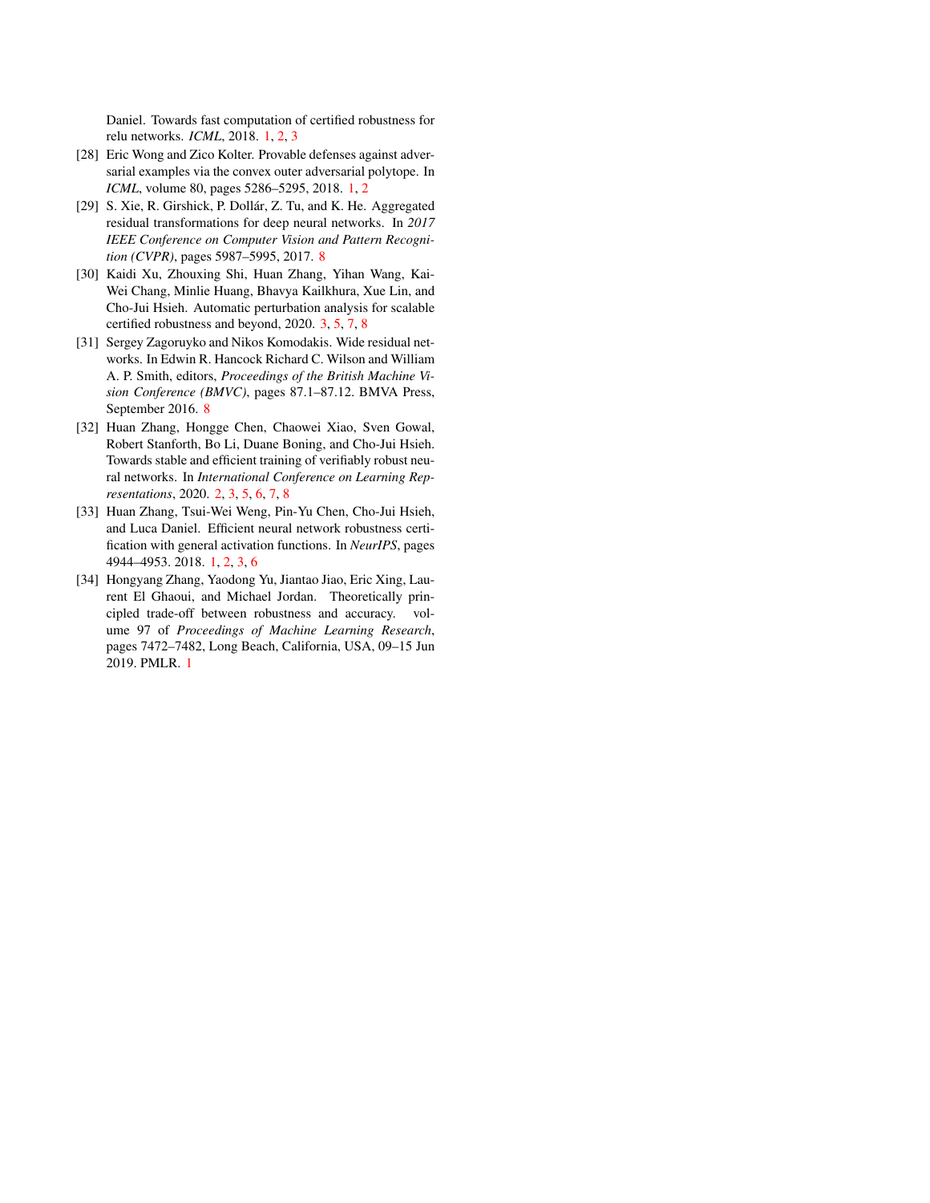Daniel. Towards fast computation of certified robustness for relu networks. *ICML*, 2018. 1, 2, 3

[28] Eric Wong and Zico Kolter. Provable defenses against adversarial examples via the convex outer adversarial polytope. In *ICML*, volume 80, pages 5286–5295, 2018. 1, 2

[29] S. Xie, R. Girshick, P. Dollár, Z. Tu, and K. He. Aggregated residual transformations for deep neural networks. In *2017 IEEE Conference on Computer Vision and Pattern Recognition (CVPR)*, pages 5987–5995, 2017. 8

[30] Kaidi Xu, Zhouxing Shi, Huan Zhang, Yihan Wang, Kai-Wei Chang, Minlie Huang, Bhavya Kailkhura, Xue Lin, and Cho-Jui Hsieh. Automatic perturbation analysis for scalable certified robustness and beyond, 2020. 3, 5, 7, 8

[31] Sergey Zagoruyko and Nikos Komodakis. Wide residual networks. In Edwin R. Hancock Richard C. Wilson and William A. P. Smith, editors, *Proceedings of the British Machine Vision Conference (BMVC)*, pages 87.1–87.12. BMVA Press, September 2016. 8

[32] Huan Zhang, Hongge Chen, Chaowei Xiao, Sven Gowal, Robert Stanforth, Bo Li, Duane Boning, and Cho-Jui Hsieh. Towards stable and efficient training of verifiably robust neural networks. In *International Conference on Learning Representations*, 2020. 2, 3, 5, 6, 7, 8

[33] Huan Zhang, Tsui-Wei Weng, Pin-Yu Chen, Cho-Jui Hsieh, and Luca Daniel. Efficient neural network robustness certification with general activation functions. In *NeurIPS*, pages 4944–4953. 2018. 1, 2, 3, 6

[34] Hongyang Zhang, Yaodong Yu, Jiantao Jiao, Eric Xing, Laurent El Ghaoui, and Michael Jordan. Theoretically principled trade-off between robustness and accuracy. volume 97 of *Proceedings of Machine Learning Research*, pages 7472–7482, Long Beach, California, USA, 09–15 Jun 2019. PMLR. 1